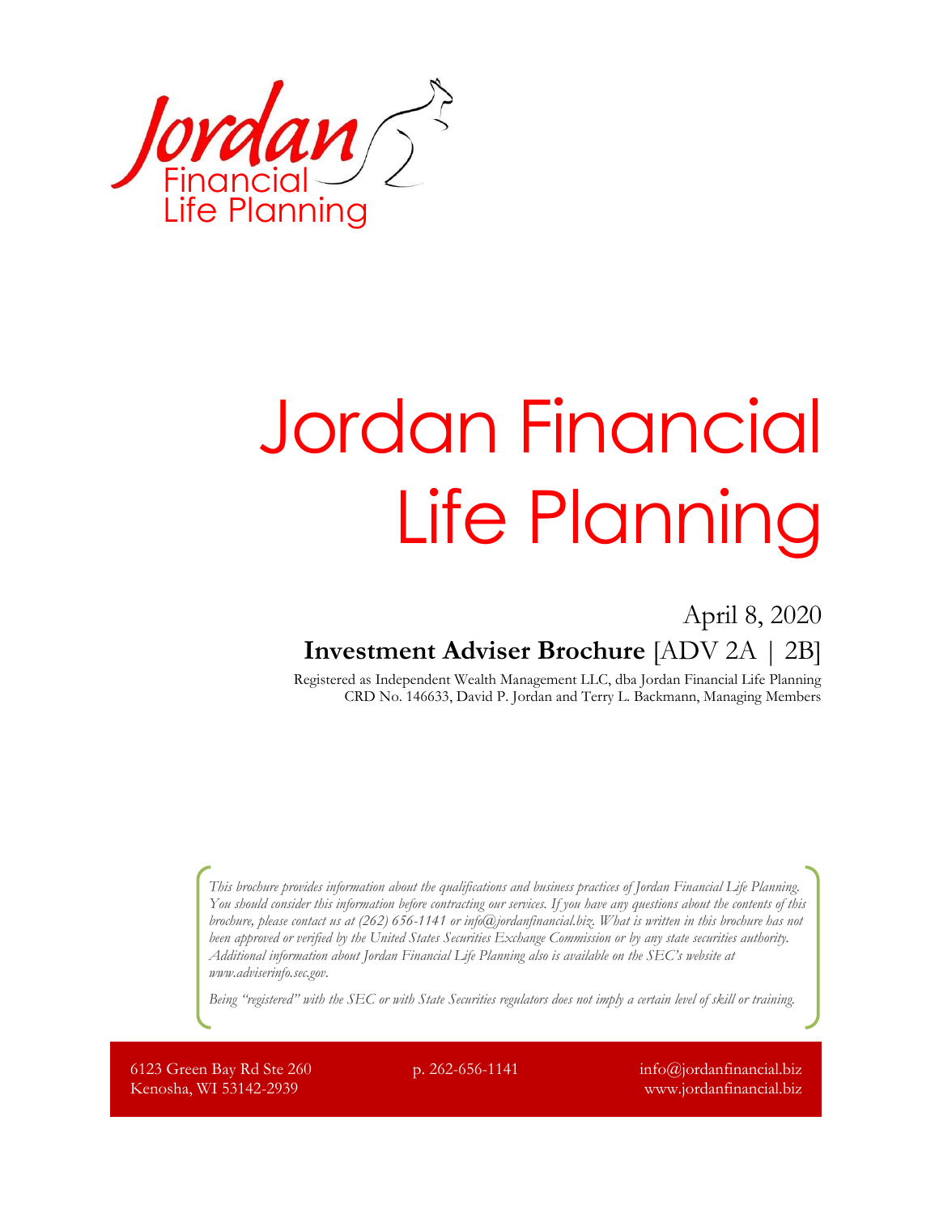Jordan Financial Life Planning

# Jordan Financial Life Planning

April 8, 2020

**Investment Adviser Brochure** [ADV 2A | 2B]

Registered as Independent Wealth Management LLC, dba Jordan Financial Life Planning
CRD No. 146633, David P. Jordan and Terry L. Backmann, Managing Members

*This brochure provides information about the qualifications and business practices of Jordan Financial Life Planning. You should consider this information before contracting our services. If you have any questions about the contents of this brochure, please contact us at (262) 656-1141 or info@jordanfinancial.biz. What is written in this brochure has not been approved or verified by the United States Securities Exchange Commission or by any state securities authority. Additional information about Jordan Financial Life Planning also is available on the SEC's website at www.adviserinfo.sec.gov.*

*Being "registered" with the SEC or with State Securities regulators does not imply a certain level of skill or training.*

6123 Green Bay Rd Ste 260
Kenosha, WI 53142-2939

p. 262-656-1141

info@jordanfinancial.biz
www.jordanfinancial.biz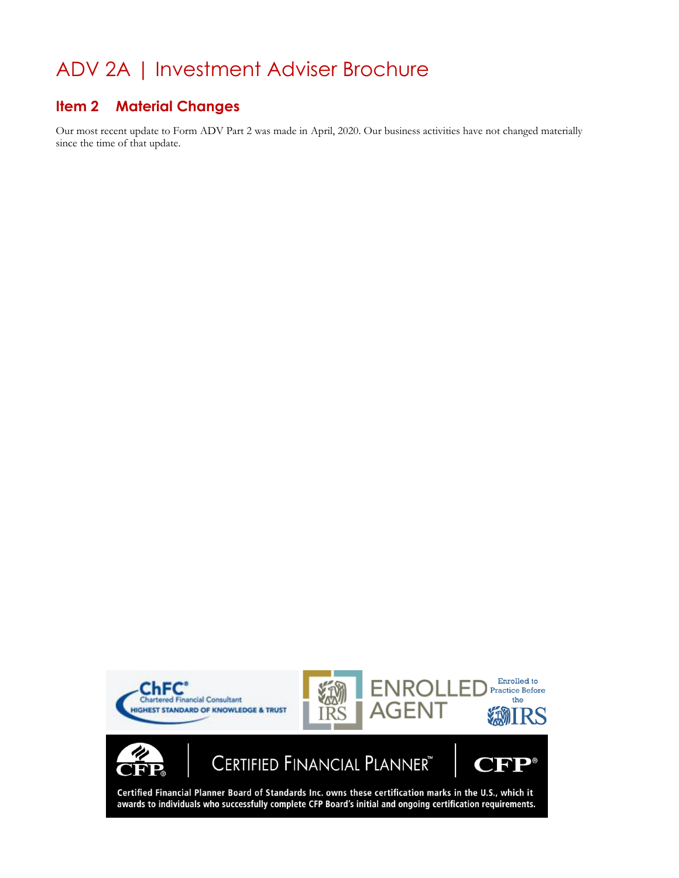# ADV 2A | Investment Adviser Brochure

## Item 2 Material Changes

Our most recent update to Form ADV Part 2 was made in April, 2020. Our business activities have not changed materially since the time of that update.

Certified Financial Planner Board of Standards Inc. owns these certification marks in the U.S., which it awards to individuals who successfully complete CFP Board's initial and ongoing certification requirements.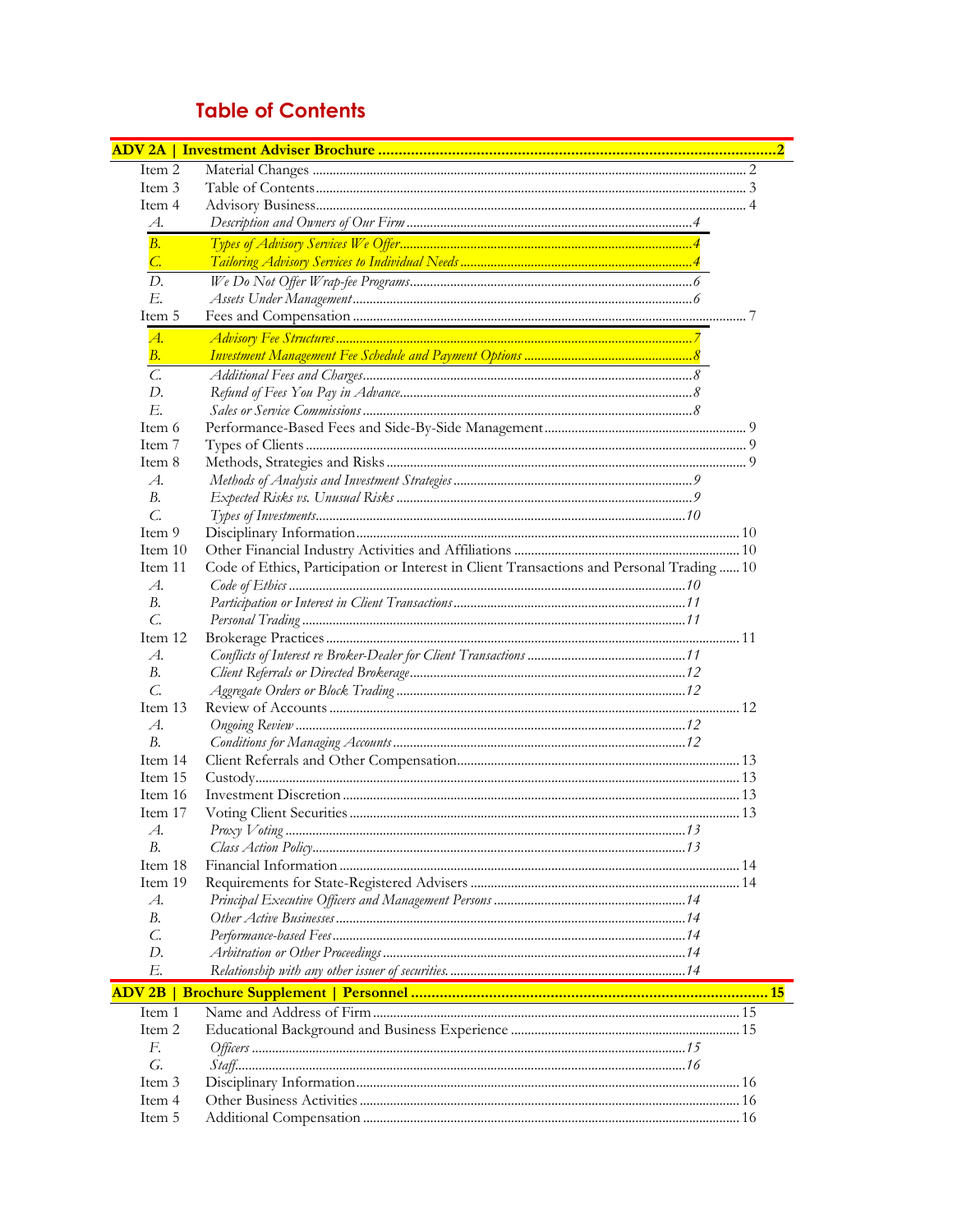# Table of Contents

| | | |
|---|---|---|
| **ADV 2A \| Investment Adviser Brochure** | | **2** |
| Item 2 | Material Changes | 2 |
| Item 3 | Table of Contents | 3 |
| Item 4 | Advisory Business | 4 |
| *A.* | *Description and Owners of Our Firm* | *4* |
| *B.* | *Types of Advisory Services We Offer* | *4* |
| *C.* | *Tailoring Advisory Services to Individual Needs* | *4* |
| *D.* | *We Do Not Offer Wrap-fee Programs* | *6* |
| *E.* | *Assets Under Management* | *6* |
| Item 5 | Fees and Compensation | 7 |
| *A.* | *Advisory Fee Structures* | *7* |
| *B.* | *Investment Management Fee Schedule and Payment Options* | *8* |
| *C.* | *Additional Fees and Charges* | *8* |
| *D.* | *Refund of Fees You Pay in Advance* | *8* |
| *E.* | *Sales or Service Commissions* | *8* |
| Item 6 | Performance-Based Fees and Side-By-Side Management | 9 |
| Item 7 | Types of Clients | 9 |
| Item 8 | Methods, Strategies and Risks | 9 |
| *A.* | *Methods of Analysis and Investment Strategies* | *9* |
| *B.* | *Expected Risks vs. Unusual Risks* | *9* |
| *C.* | *Types of Investments* | *10* |
| Item 9 | Disciplinary Information | 10 |
| Item 10 | Other Financial Industry Activities and Affiliations | 10 |
| Item 11 | Code of Ethics, Participation or Interest in Client Transactions and Personal Trading | 10 |
| *A.* | *Code of Ethics* | *10* |
| *B.* | *Participation or Interest in Client Transactions* | *11* |
| *C.* | *Personal Trading* | *11* |
| Item 12 | Brokerage Practices | 11 |
| *A.* | *Conflicts of Interest re Broker-Dealer for Client Transactions* | *11* |
| *B.* | *Client Referrals or Directed Brokerage* | *12* |
| *C.* | *Aggregate Orders or Block Trading* | *12* |
| Item 13 | Review of Accounts | 12 |
| *A.* | *Ongoing Review* | *12* |
| *B.* | *Conditions for Managing Accounts* | *12* |
| Item 14 | Client Referrals and Other Compensation | 13 |
| Item 15 | Custody | 13 |
| Item 16 | Investment Discretion | 13 |
| Item 17 | Voting Client Securities | 13 |
| *A.* | *Proxy Voting* | *13* |
| *B.* | *Class Action Policy* | *13* |
| Item 18 | Financial Information | 14 |
| Item 19 | Requirements for State-Registered Advisers | 14 |
| *A.* | *Principal Executive Officers and Management Persons* | *14* |
| *B.* | *Other Active Businesses* | *14* |
| *C.* | *Performance-based Fees* | *14* |
| *D.* | *Arbitration or Other Proceedings* | *14* |
| *E.* | *Relationship with any other issuer of securities.* | *14* |
| **ADV 2B \| Brochure Supplement \| Personnel** | | **15** |
| Item 1 | Name and Address of Firm | 15 |
| Item 2 | Educational Background and Business Experience | 15 |
| *F.* | *Officers* | *15* |
| *G.* | *Staff* | *16* |
| Item 3 | Disciplinary Information | 16 |
| Item 4 | Other Business Activities | 16 |
| Item 5 | Additional Compensation | 16 |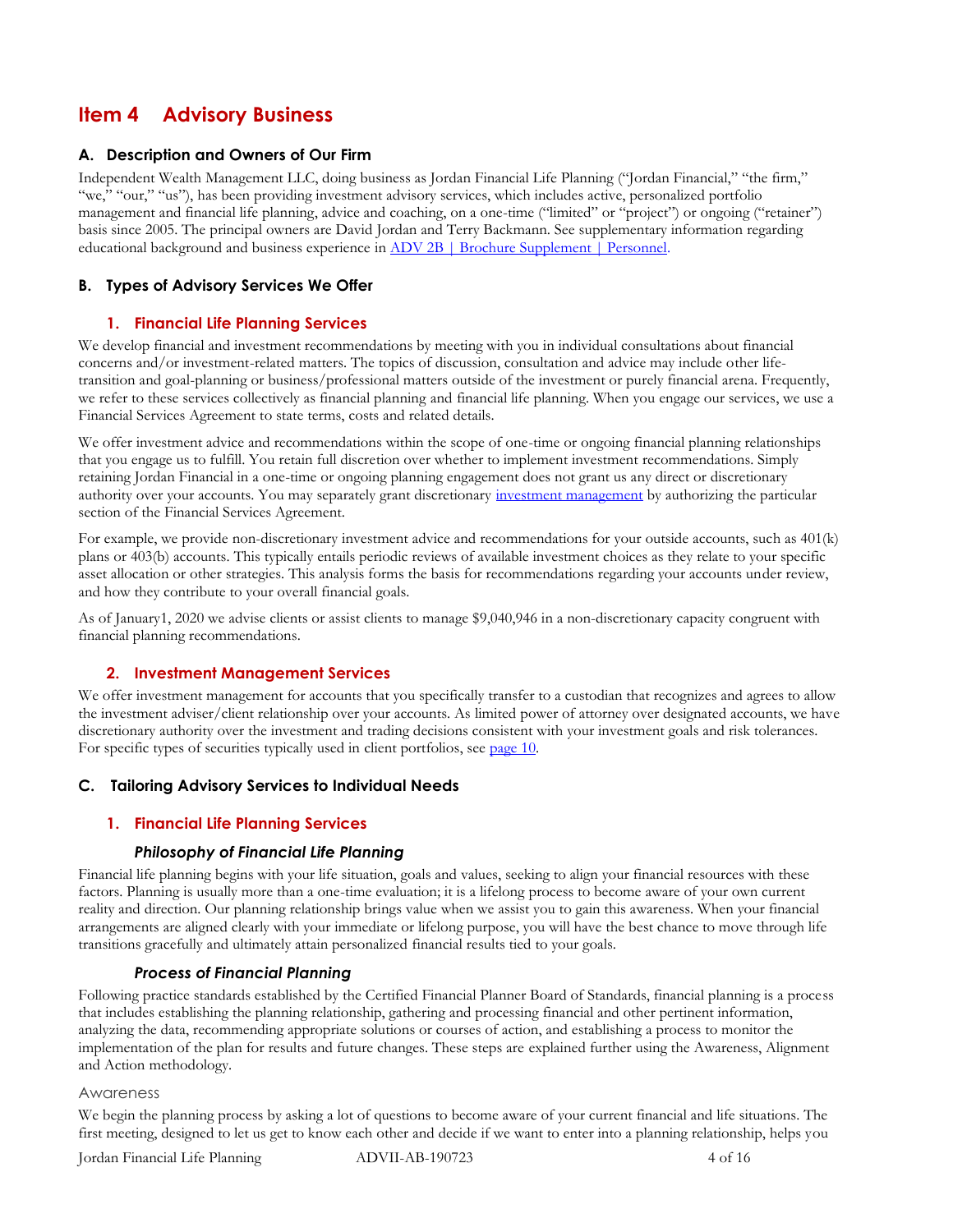# Item 4 Advisory Business

## A. Description and Owners of Our Firm

Independent Wealth Management LLC, doing business as Jordan Financial Life Planning ("Jordan Financial," "the firm," "we," "our," "us"), has been providing investment advisory services, which includes active, personalized portfolio management and financial life planning, advice and coaching, on a one-time ("limited" or "project") or ongoing ("retainer") basis since 2005. The principal owners are David Jordan and Terry Backmann. See supplementary information regarding educational background and business experience in ADV 2B | Brochure Supplement | Personnel.

## B. Types of Advisory Services We Offer

### 1. Financial Life Planning Services

We develop financial and investment recommendations by meeting with you in individual consultations about financial concerns and/or investment-related matters. The topics of discussion, consultation and advice may include other life-transition and goal-planning or business/professional matters outside of the investment or purely financial arena. Frequently, we refer to these services collectively as financial planning and financial life planning. When you engage our services, we use a Financial Services Agreement to state terms, costs and related details.

We offer investment advice and recommendations within the scope of one-time or ongoing financial planning relationships that you engage us to fulfill. You retain full discretion over whether to implement investment recommendations. Simply retaining Jordan Financial in a one-time or ongoing planning engagement does not grant us any direct or discretionary authority over your accounts. You may separately grant discretionary investment management by authorizing the particular section of the Financial Services Agreement.

For example, we provide non-discretionary investment advice and recommendations for your outside accounts, such as 401(k) plans or 403(b) accounts. This typically entails periodic reviews of available investment choices as they relate to your specific asset allocation or other strategies. This analysis forms the basis for recommendations regarding your accounts under review, and how they contribute to your overall financial goals.

As of January1, 2020 we advise clients or assist clients to manage $9,040,946 in a non-discretionary capacity congruent with financial planning recommendations.

### 2. Investment Management Services

We offer investment management for accounts that you specifically transfer to a custodian that recognizes and agrees to allow the investment adviser/client relationship over your accounts. As limited power of attorney over designated accounts, we have discretionary authority over the investment and trading decisions consistent with your investment goals and risk tolerances. For specific types of securities typically used in client portfolios, see page 10.

## C. Tailoring Advisory Services to Individual Needs

### 1. Financial Life Planning Services

#### *Philosophy of Financial Life Planning*

Financial life planning begins with your life situation, goals and values, seeking to align your financial resources with these factors. Planning is usually more than a one-time evaluation; it is a lifelong process to become aware of your own current reality and direction. Our planning relationship brings value when we assist you to gain this awareness. When your financial arrangements are aligned clearly with your immediate or lifelong purpose, you will have the best chance to move through life transitions gracefully and ultimately attain personalized financial results tied to your goals.

#### *Process of Financial Planning*

Following practice standards established by the Certified Financial Planner Board of Standards, financial planning is a process that includes establishing the planning relationship, gathering and processing financial and other pertinent information, analyzing the data, recommending appropriate solutions or courses of action, and establishing a process to monitor the implementation of the plan for results and future changes. These steps are explained further using the Awareness, Alignment and Action methodology.

Awareness

We begin the planning process by asking a lot of questions to become aware of your current financial and life situations. The first meeting, designed to let us get to know each other and decide if we want to enter into a planning relationship, helps you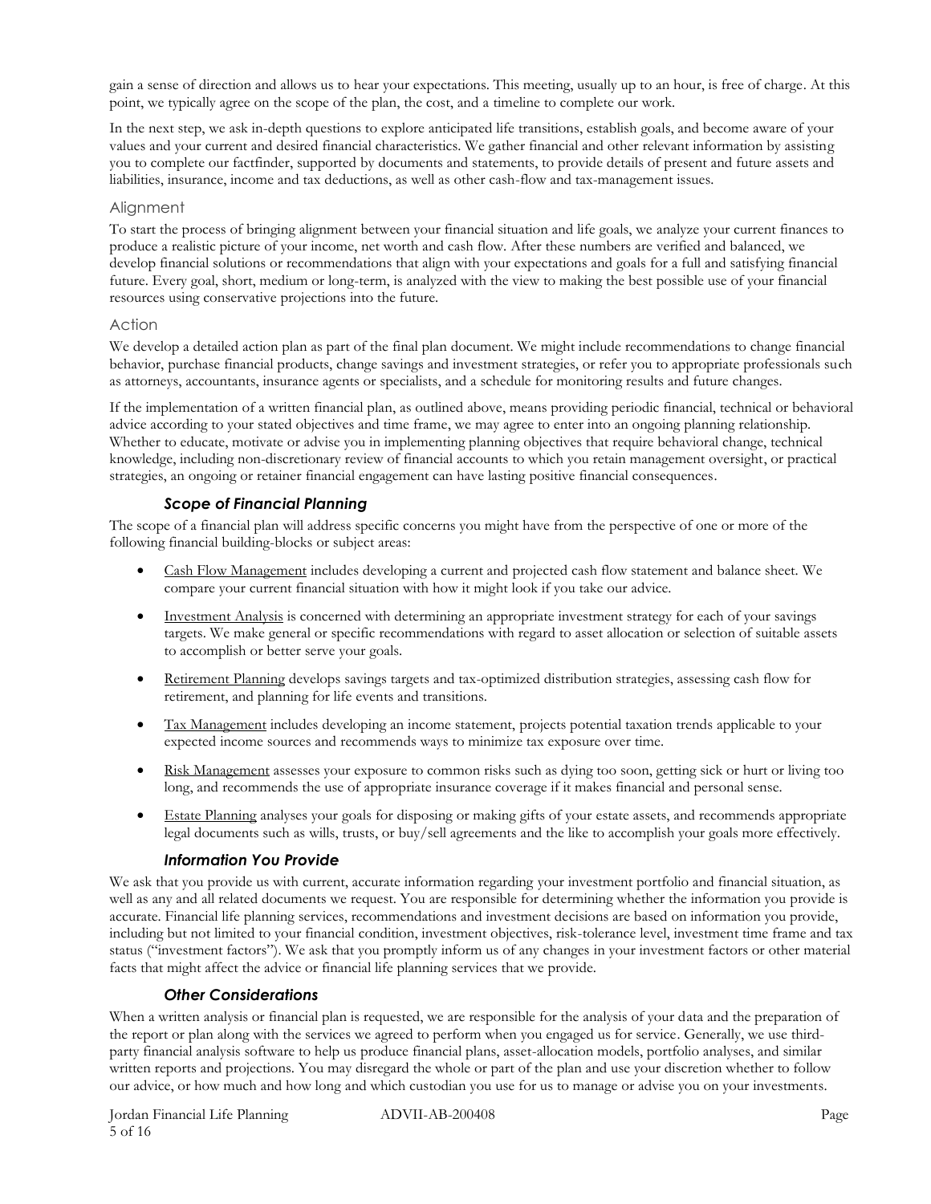gain a sense of direction and allows us to hear your expectations. This meeting, usually up to an hour, is free of charge. At this point, we typically agree on the scope of the plan, the cost, and a timeline to complete our work.

In the next step, we ask in-depth questions to explore anticipated life transitions, establish goals, and become aware of your values and your current and desired financial characteristics. We gather financial and other relevant information by assisting you to complete our factfinder, supported by documents and statements, to provide details of present and future assets and liabilities, insurance, income and tax deductions, as well as other cash-flow and tax-management issues.

#### Alignment

To start the process of bringing alignment between your financial situation and life goals, we analyze your current finances to produce a realistic picture of your income, net worth and cash flow. After these numbers are verified and balanced, we develop financial solutions or recommendations that align with your expectations and goals for a full and satisfying financial future. Every goal, short, medium or long-term, is analyzed with the view to making the best possible use of your financial resources using conservative projections into the future.

#### Action

We develop a detailed action plan as part of the final plan document. We might include recommendations to change financial behavior, purchase financial products, change savings and investment strategies, or refer you to appropriate professionals such as attorneys, accountants, insurance agents or specialists, and a schedule for monitoring results and future changes.

If the implementation of a written financial plan, as outlined above, means providing periodic financial, technical or behavioral advice according to your stated objectives and time frame, we may agree to enter into an ongoing planning relationship. Whether to educate, motivate or advise you in implementing planning objectives that require behavioral change, technical knowledge, including non-discretionary review of financial accounts to which you retain management oversight, or practical strategies, an ongoing or retainer financial engagement can have lasting positive financial consequences.

### *Scope of Financial Planning*

The scope of a financial plan will address specific concerns you might have from the perspective of one or more of the following financial building-blocks or subject areas:

- Cash Flow Management includes developing a current and projected cash flow statement and balance sheet. We compare your current financial situation with how it might look if you take our advice.
- Investment Analysis is concerned with determining an appropriate investment strategy for each of your savings targets. We make general or specific recommendations with regard to asset allocation or selection of suitable assets to accomplish or better serve your goals.
- Retirement Planning develops savings targets and tax-optimized distribution strategies, assessing cash flow for retirement, and planning for life events and transitions.
- Tax Management includes developing an income statement, projects potential taxation trends applicable to your expected income sources and recommends ways to minimize tax exposure over time.
- Risk Management assesses your exposure to common risks such as dying too soon, getting sick or hurt or living too long, and recommends the use of appropriate insurance coverage if it makes financial and personal sense.
- Estate Planning analyses your goals for disposing or making gifts of your estate assets, and recommends appropriate legal documents such as wills, trusts, or buy/sell agreements and the like to accomplish your goals more effectively.

### *Information You Provide*

We ask that you provide us with current, accurate information regarding your investment portfolio and financial situation, as well as any and all related documents we request. You are responsible for determining whether the information you provide is accurate. Financial life planning services, recommendations and investment decisions are based on information you provide, including but not limited to your financial condition, investment objectives, risk-tolerance level, investment time frame and tax status ("investment factors"). We ask that you promptly inform us of any changes in your investment factors or other material facts that might affect the advice or financial life planning services that we provide.

### *Other Considerations*

When a written analysis or financial plan is requested, we are responsible for the analysis of your data and the preparation of the report or plan along with the services we agreed to perform when you engaged us for service. Generally, we use third-party financial analysis software to help us produce financial plans, asset-allocation models, portfolio analyses, and similar written reports and projections. You may disregard the whole or part of the plan and use your discretion whether to follow our advice, or how much and how long and which custodian you use for us to manage or advise you on your investments.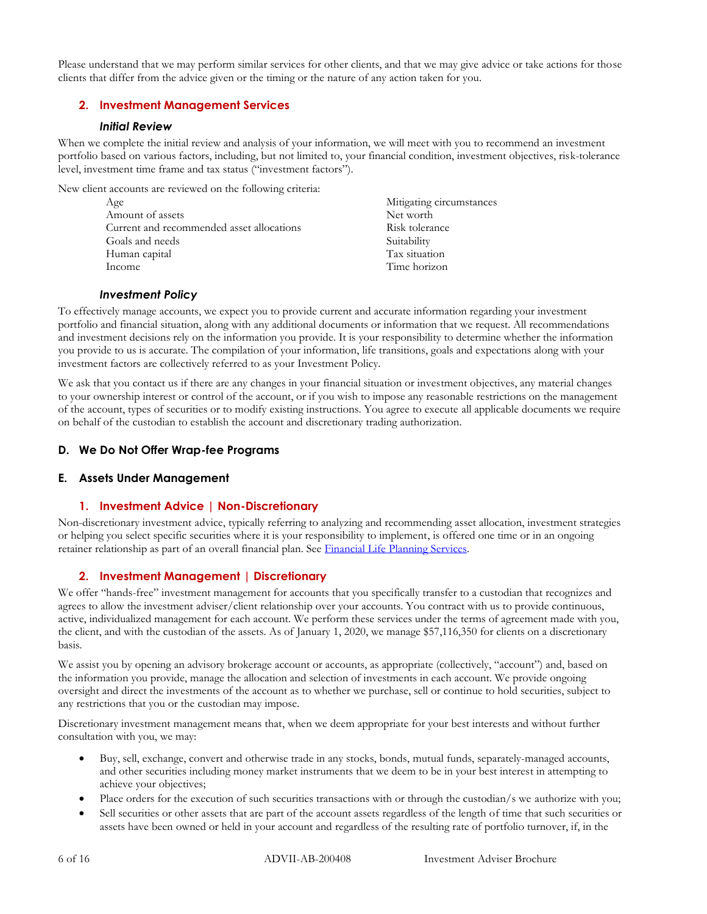Please understand that we may perform similar services for other clients, and that we may give advice or take actions for those clients that differ from the advice given or the timing or the nature of any action taken for you.

### 2. Investment Management Services

#### *Initial Review*

When we complete the initial review and analysis of your information, we will meet with you to recommend an investment portfolio based on various factors, including, but not limited to, your financial condition, investment objectives, risk-tolerance level, investment time frame and tax status ("investment factors").

New client accounts are reviewed on the following criteria:

- Age
- Amount of assets
- Current and recommended asset allocations
- Goals and needs
- Human capital
- Income
- Mitigating circumstances
- Net worth
- Risk tolerance
- Suitability
- Tax situation
- Time horizon

#### *Investment Policy*

To effectively manage accounts, we expect you to provide current and accurate information regarding your investment portfolio and financial situation, along with any additional documents or information that we request. All recommendations and investment decisions rely on the information you provide. It is your responsibility to determine whether the information you provide to us is accurate. The compilation of your information, life transitions, goals and expectations along with your investment factors are collectively referred to as your Investment Policy.

We ask that you contact us if there are any changes in your financial situation or investment objectives, any material changes to your ownership interest or control of the account, or if you wish to impose any reasonable restrictions on the management of the account, types of securities or to modify existing instructions. You agree to execute all applicable documents we require on behalf of the custodian to establish the account and discretionary trading authorization.

## D. We Do Not Offer Wrap-fee Programs

## E. Assets Under Management

### 1. Investment Advice | Non-Discretionary

Non-discretionary investment advice, typically referring to analyzing and recommending asset allocation, investment strategies or helping you select specific securities where it is your responsibility to implement, is offered one time or in an ongoing retainer relationship as part of an overall financial plan. See Financial Life Planning Services.

### 2. Investment Management | Discretionary

We offer "hands-free" investment management for accounts that you specifically transfer to a custodian that recognizes and agrees to allow the investment adviser/client relationship over your accounts. You contract with us to provide continuous, active, individualized management for each account. We perform these services under the terms of agreement made with you, the client, and with the custodian of the assets. As of January 1, 2020, we manage $57,116,350 for clients on a discretionary basis.

We assist you by opening an advisory brokerage account or accounts, as appropriate (collectively, "account") and, based on the information you provide, manage the allocation and selection of investments in each account. We provide ongoing oversight and direct the investments of the account as to whether we purchase, sell or continue to hold securities, subject to any restrictions that you or the custodian may impose.

Discretionary investment management means that, when we deem appropriate for your best interests and without further consultation with you, we may:

- Buy, sell, exchange, convert and otherwise trade in any stocks, bonds, mutual funds, separately-managed accounts, and other securities including money market instruments that we deem to be in your best interest in attempting to achieve your objectives;
- Place orders for the execution of such securities transactions with or through the custodian/s we authorize with you;
- Sell securities or other assets that are part of the account assets regardless of the length of time that such securities or assets have been owned or held in your account and regardless of the resulting rate of portfolio turnover, if, in the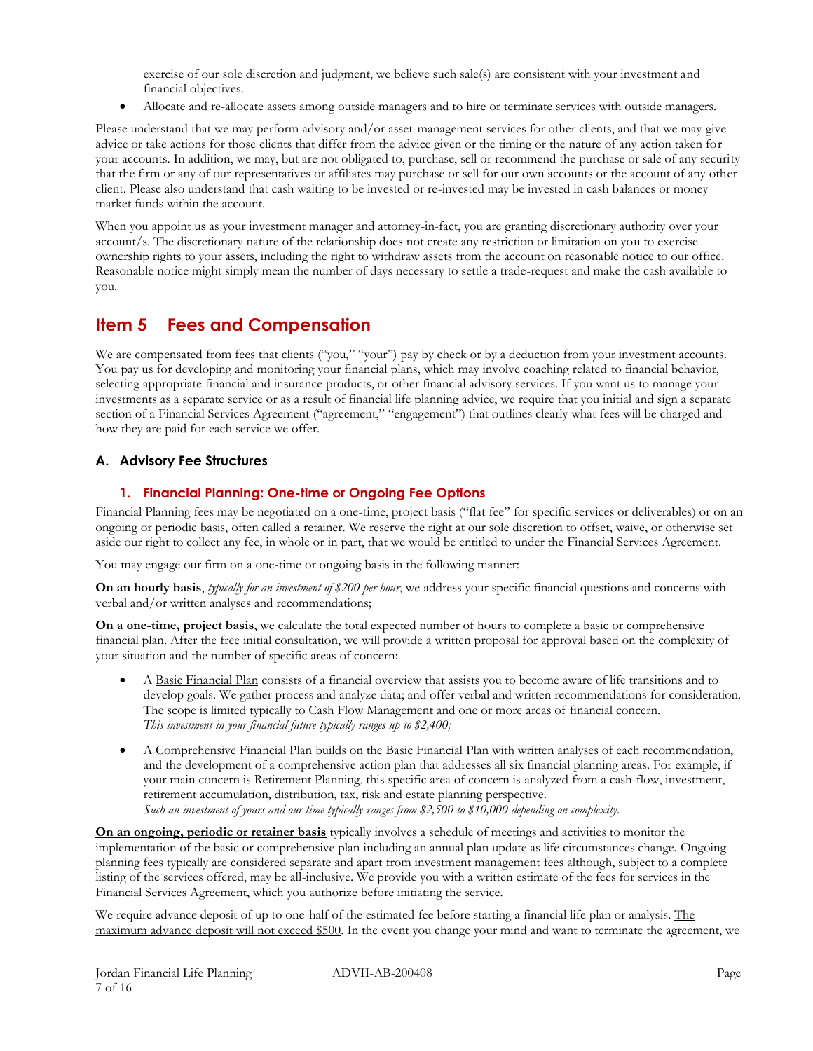exercise of our sole discretion and judgment, we believe such sale(s) are consistent with your investment and financial objectives.

- Allocate and re-allocate assets among outside managers and to hire or terminate services with outside managers.

Please understand that we may perform advisory and/or asset-management services for other clients, and that we may give advice or take actions for those clients that differ from the advice given or the timing or the nature of any action taken for your accounts. In addition, we may, but are not obligated to, purchase, sell or recommend the purchase or sale of any security that the firm or any of our representatives or affiliates may purchase or sell for our own accounts or the account of any other client. Please also understand that cash waiting to be invested or re-invested may be invested in cash balances or money market funds within the account.

When you appoint us as your investment manager and attorney-in-fact, you are granting discretionary authority over your account/s. The discretionary nature of the relationship does not create any restriction or limitation on you to exercise ownership rights to your assets, including the right to withdraw assets from the account on reasonable notice to our office. Reasonable notice might simply mean the number of days necessary to settle a trade-request and make the cash available to you.

## Item 5 Fees and Compensation

We are compensated from fees that clients ("you," "your") pay by check or by a deduction from your investment accounts. You pay us for developing and monitoring your financial plans, which may involve coaching related to financial behavior, selecting appropriate financial and insurance products, or other financial advisory services. If you want us to manage your investments as a separate service or as a result of financial life planning advice, we require that you initial and sign a separate section of a Financial Services Agreement ("agreement," "engagement") that outlines clearly what fees will be charged and how they are paid for each service we offer.

### A. Advisory Fee Structures

#### 1. Financial Planning: One-time or Ongoing Fee Options

Financial Planning fees may be negotiated on a one-time, project basis ("flat fee" for specific services or deliverables) or on an ongoing or periodic basis, often called a retainer. We reserve the right at our sole discretion to offset, waive, or otherwise set aside our right to collect any fee, in whole or in part, that we would be entitled to under the Financial Services Agreement.

You may engage our firm on a one-time or ongoing basis in the following manner:

**On an hourly basis**, *typically for an investment of $200 per hour*, we address your specific financial questions and concerns with verbal and/or written analyses and recommendations;

**On a one-time, project basis**, we calculate the total expected number of hours to complete a basic or comprehensive financial plan. After the free initial consultation, we will provide a written proposal for approval based on the complexity of your situation and the number of specific areas of concern:

- A Basic Financial Plan consists of a financial overview that assists you to become aware of life transitions and to develop goals. We gather process and analyze data; and offer verbal and written recommendations for consideration. The scope is limited typically to Cash Flow Management and one or more areas of financial concern.
  *This investment in your financial future typically ranges up to $2,400;*

- A Comprehensive Financial Plan builds on the Basic Financial Plan with written analyses of each recommendation, and the development of a comprehensive action plan that addresses all six financial planning areas. For example, if your main concern is Retirement Planning, this specific area of concern is analyzed from a cash-flow, investment, retirement accumulation, distribution, tax, risk and estate planning perspective.
  *Such an investment of yours and our time typically ranges from $2,500 to $10,000 depending on complexity.*

**On an ongoing, periodic or retainer basis** typically involves a schedule of meetings and activities to monitor the implementation of the basic or comprehensive plan including an annual plan update as life circumstances change. Ongoing planning fees typically are considered separate and apart from investment management fees although, subject to a complete listing of the services offered, may be all-inclusive. We provide you with a written estimate of the fees for services in the Financial Services Agreement, which you authorize before initiating the service.

We require advance deposit of up to one-half of the estimated fee before starting a financial life plan or analysis. The maximum advance deposit will not exceed $500. In the event you change your mind and want to terminate the agreement, we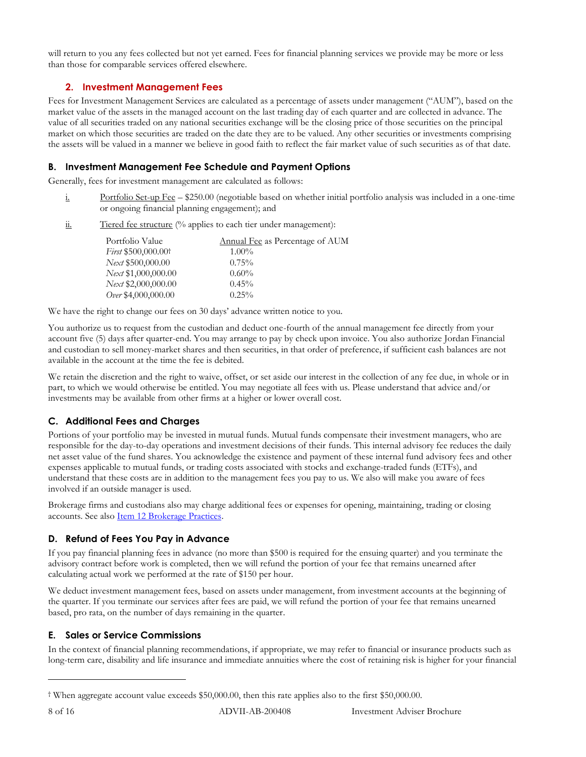will return to you any fees collected but not yet earned. Fees for financial planning services we provide may be more or less than those for comparable services offered elsewhere.

### 2. Investment Management Fees

Fees for Investment Management Services are calculated as a percentage of assets under management ("AUM"), based on the market value of the assets in the managed account on the last trading day of each quarter and are collected in advance. The value of all securities traded on any national securities exchange will be the closing price of those securities on the principal market on which those securities are traded on the date they are to be valued. Any other securities or investments comprising the assets will be valued in a manner we believe in good faith to reflect the fair market value of such securities as of that date.

## B. Investment Management Fee Schedule and Payment Options

Generally, fees for investment management are calculated as follows:

i. Portfolio Set-up Fee – $250.00 (negotiable based on whether initial portfolio analysis was included in a one-time or ongoing financial planning engagement); and

ii. Tiered fee structure (% applies to each tier under management):

| Portfolio Value | Annual Fee as Percentage of AUM |
|---|---|
| *First* $500,000.00† | 1.00% |
| *Next* $500,000.00 | 0.75% |
| *Next* $1,000,000.00 | 0.60% |
| *Next* $2,000,000.00 | 0.45% |
| *Over* $4,000,000.00 | 0.25% |

We have the right to change our fees on 30 days' advance written notice to you.

You authorize us to request from the custodian and deduct one-fourth of the annual management fee directly from your account five (5) days after quarter-end. You may arrange to pay by check upon invoice. You also authorize Jordan Financial and custodian to sell money-market shares and then securities, in that order of preference, if sufficient cash balances are not available in the account at the time the fee is debited.

We retain the discretion and the right to waive, offset, or set aside our interest in the collection of any fee due, in whole or in part, to which we would otherwise be entitled. You may negotiate all fees with us. Please understand that advice and/or investments may be available from other firms at a higher or lower overall cost.

## C. Additional Fees and Charges

Portions of your portfolio may be invested in mutual funds. Mutual funds compensate their investment managers, who are responsible for the day-to-day operations and investment decisions of their funds. This internal advisory fee reduces the daily net asset value of the fund shares. You acknowledge the existence and payment of these internal fund advisory fees and other expenses applicable to mutual funds, or trading costs associated with stocks and exchange-traded funds (ETFs), and understand that these costs are in addition to the management fees you pay to us. We also will make you aware of fees involved if an outside manager is used.

Brokerage firms and custodians also may charge additional fees or expenses for opening, maintaining, trading or closing accounts. See also Item 12 Brokerage Practices.

## D. Refund of Fees You Pay in Advance

If you pay financial planning fees in advance (no more than $500 is required for the ensuing quarter) and you terminate the advisory contract before work is completed, then we will refund the portion of your fee that remains unearned after calculating actual work we performed at the rate of $150 per hour.

We deduct investment management fees, based on assets under management, from investment accounts at the beginning of the quarter. If you terminate our services after fees are paid, we will refund the portion of your fee that remains unearned based, pro rata, on the number of days remaining in the quarter.

## E. Sales or Service Commissions

In the context of financial planning recommendations, if appropriate, we may refer to financial or insurance products such as long-term care, disability and life insurance and immediate annuities where the cost of retaining risk is higher for your financial

† When aggregate account value exceeds $50,000.00, then this rate applies also to the first $50,000.00.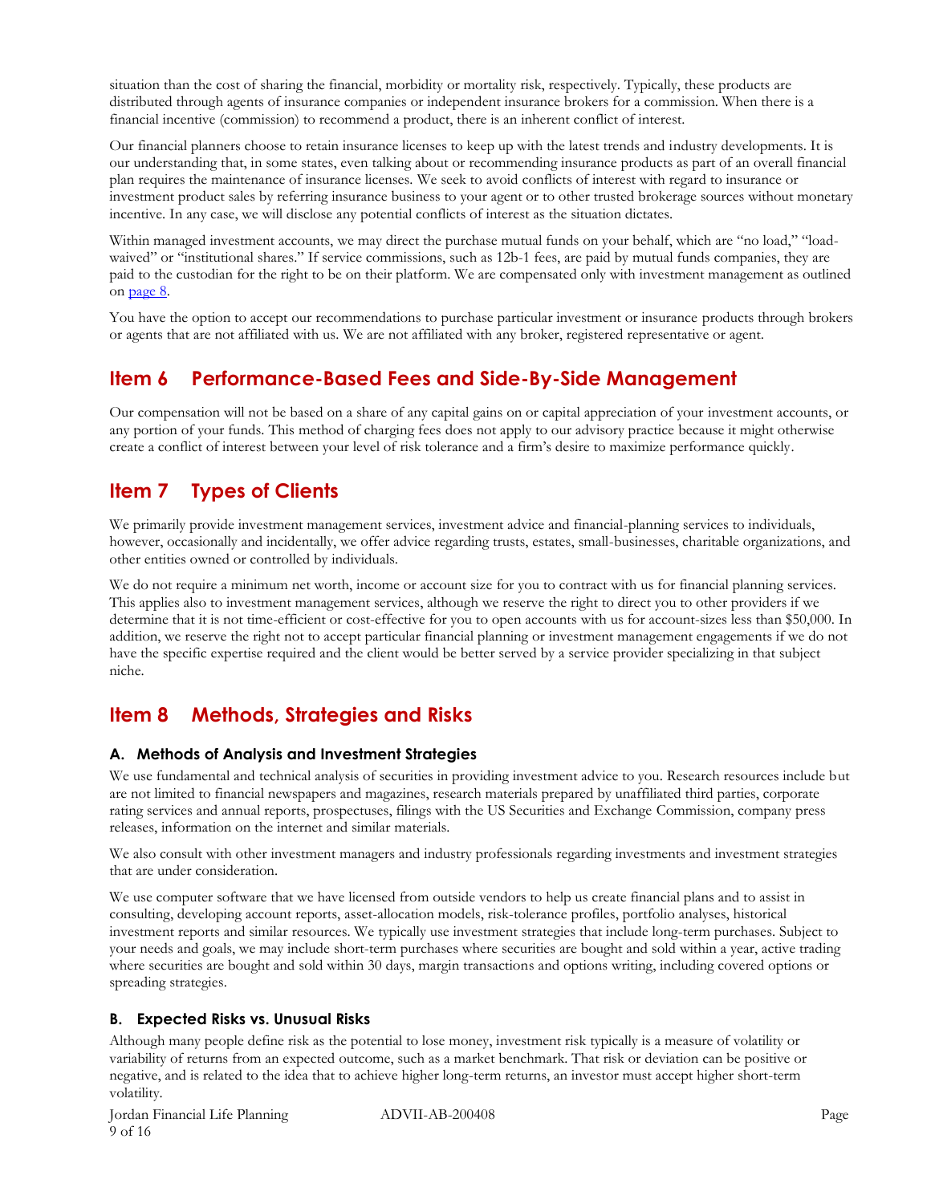situation than the cost of sharing the financial, morbidity or mortality risk, respectively. Typically, these products are distributed through agents of insurance companies or independent insurance brokers for a commission. When there is a financial incentive (commission) to recommend a product, there is an inherent conflict of interest.

Our financial planners choose to retain insurance licenses to keep up with the latest trends and industry developments. It is our understanding that, in some states, even talking about or recommending insurance products as part of an overall financial plan requires the maintenance of insurance licenses. We seek to avoid conflicts of interest with regard to insurance or investment product sales by referring insurance business to your agent or to other trusted brokerage sources without monetary incentive. In any case, we will disclose any potential conflicts of interest as the situation dictates.

Within managed investment accounts, we may direct the purchase mutual funds on your behalf, which are "no load," "load-waived" or "institutional shares." If service commissions, such as 12b-1 fees, are paid by mutual funds companies, they are paid to the custodian for the right to be on their platform. We are compensated only with investment management as outlined on page 8.

You have the option to accept our recommendations to purchase particular investment or insurance products through brokers or agents that are not affiliated with us. We are not affiliated with any broker, registered representative or agent.

## Item 6 Performance-Based Fees and Side-By-Side Management

Our compensation will not be based on a share of any capital gains on or capital appreciation of your investment accounts, or any portion of your funds. This method of charging fees does not apply to our advisory practice because it might otherwise create a conflict of interest between your level of risk tolerance and a firm's desire to maximize performance quickly.

## Item 7 Types of Clients

We primarily provide investment management services, investment advice and financial-planning services to individuals, however, occasionally and incidentally, we offer advice regarding trusts, estates, small-businesses, charitable organizations, and other entities owned or controlled by individuals.

We do not require a minimum net worth, income or account size for you to contract with us for financial planning services. This applies also to investment management services, although we reserve the right to direct you to other providers if we determine that it is not time-efficient or cost-effective for you to open accounts with us for account-sizes less than $50,000. In addition, we reserve the right not to accept particular financial planning or investment management engagements if we do not have the specific expertise required and the client would be better served by a service provider specializing in that subject niche.

## Item 8 Methods, Strategies and Risks

### A. Methods of Analysis and Investment Strategies

We use fundamental and technical analysis of securities in providing investment advice to you. Research resources include but are not limited to financial newspapers and magazines, research materials prepared by unaffiliated third parties, corporate rating services and annual reports, prospectuses, filings with the US Securities and Exchange Commission, company press releases, information on the internet and similar materials.

We also consult with other investment managers and industry professionals regarding investments and investment strategies that are under consideration.

We use computer software that we have licensed from outside vendors to help us create financial plans and to assist in consulting, developing account reports, asset-allocation models, risk-tolerance profiles, portfolio analyses, historical investment reports and similar resources. We typically use investment strategies that include long-term purchases. Subject to your needs and goals, we may include short-term purchases where securities are bought and sold within a year, active trading where securities are bought and sold within 30 days, margin transactions and options writing, including covered options or spreading strategies.

### B. Expected Risks vs. Unusual Risks

Although many people define risk as the potential to lose money, investment risk typically is a measure of volatility or variability of returns from an expected outcome, such as a market benchmark. That risk or deviation can be positive or negative, and is related to the idea that to achieve higher long-term returns, an investor must accept higher short-term volatility.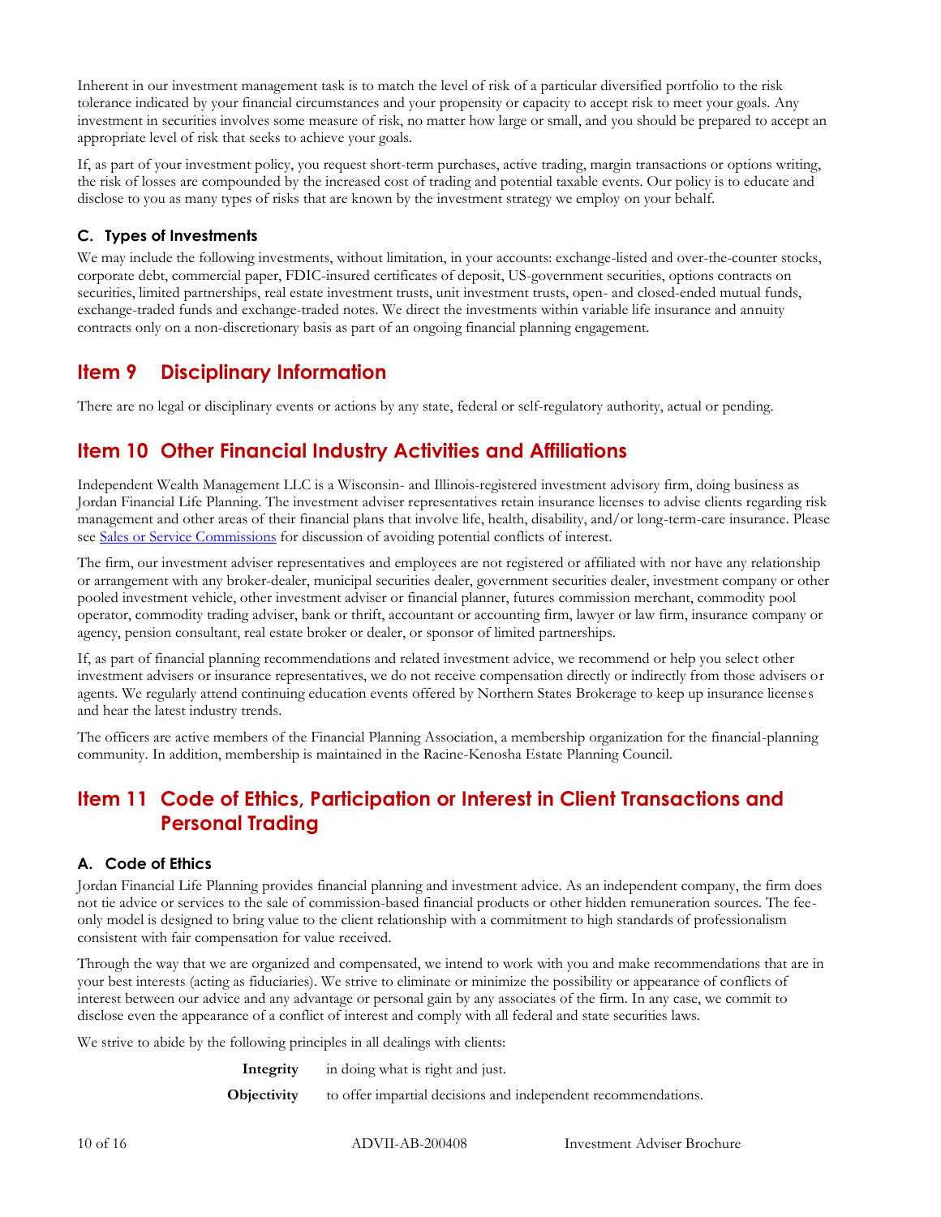Inherent in our investment management task is to match the level of risk of a particular diversified portfolio to the risk tolerance indicated by your financial circumstances and your propensity or capacity to accept risk to meet your goals. Any investment in securities involves some measure of risk, no matter how large or small, and you should be prepared to accept an appropriate level of risk that seeks to achieve your goals.

If, as part of your investment policy, you request short-term purchases, active trading, margin transactions or options writing, the risk of losses are compounded by the increased cost of trading and potential taxable events. Our policy is to educate and disclose to you as many types of risks that are known by the investment strategy we employ on your behalf.

### C. Types of Investments

We may include the following investments, without limitation, in your accounts: exchange-listed and over-the-counter stocks, corporate debt, commercial paper, FDIC-insured certificates of deposit, US-government securities, options contracts on securities, limited partnerships, real estate investment trusts, unit investment trusts, open- and closed-ended mutual funds, exchange-traded funds and exchange-traded notes. We direct the investments within variable life insurance and annuity contracts only on a non-discretionary basis as part of an ongoing financial planning engagement.

## Item 9 Disciplinary Information

There are no legal or disciplinary events or actions by any state, federal or self-regulatory authority, actual or pending.

## Item 10 Other Financial Industry Activities and Affiliations

Independent Wealth Management LLC is a Wisconsin- and Illinois-registered investment advisory firm, doing business as Jordan Financial Life Planning. The investment adviser representatives retain insurance licenses to advise clients regarding risk management and other areas of their financial plans that involve life, health, disability, and/or long-term-care insurance. Please see Sales or Service Commissions for discussion of avoiding potential conflicts of interest.

The firm, our investment adviser representatives and employees are not registered or affiliated with nor have any relationship or arrangement with any broker-dealer, municipal securities dealer, government securities dealer, investment company or other pooled investment vehicle, other investment adviser or financial planner, futures commission merchant, commodity pool operator, commodity trading adviser, bank or thrift, accountant or accounting firm, lawyer or law firm, insurance company or agency, pension consultant, real estate broker or dealer, or sponsor of limited partnerships.

If, as part of financial planning recommendations and related investment advice, we recommend or help you select other investment advisers or insurance representatives, we do not receive compensation directly or indirectly from those advisers or agents. We regularly attend continuing education events offered by Northern States Brokerage to keep up insurance licenses and hear the latest industry trends.

The officers are active members of the Financial Planning Association, a membership organization for the financial-planning community. In addition, membership is maintained in the Racine-Kenosha Estate Planning Council.

## Item 11 Code of Ethics, Participation or Interest in Client Transactions and Personal Trading

### A. Code of Ethics

Jordan Financial Life Planning provides financial planning and investment advice. As an independent company, the firm does not tie advice or services to the sale of commission-based financial products or other hidden remuneration sources. The fee-only model is designed to bring value to the client relationship with a commitment to high standards of professionalism consistent with fair compensation for value received.

Through the way that we are organized and compensated, we intend to work with you and make recommendations that are in your best interests (acting as fiduciaries). We strive to eliminate or minimize the possibility or appearance of conflicts of interest between our advice and any advantage or personal gain by any associates of the firm. In any case, we commit to disclose even the appearance of a conflict of interest and comply with all federal and state securities laws.

We strive to abide by the following principles in all dealings with clients:

**Integrity** in doing what is right and just.

**Objectivity** to offer impartial decisions and independent recommendations.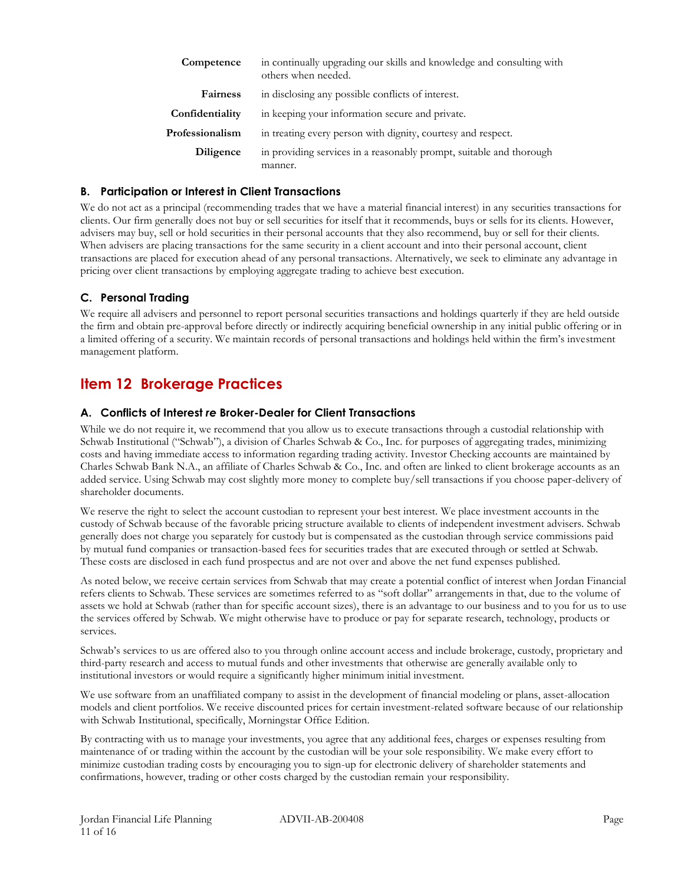| | |
|---|---|
| **Competence** | in continually upgrading our skills and knowledge and consulting with others when needed. |
| **Fairness** | in disclosing any possible conflicts of interest. |
| **Confidentiality** | in keeping your information secure and private. |
| **Professionalism** | in treating every person with dignity, courtesy and respect. |
| **Diligence** | in providing services in a reasonably prompt, suitable and thorough manner. |

### B. Participation or Interest in Client Transactions

We do not act as a principal (recommending trades that we have a material financial interest) in any securities transactions for clients. Our firm generally does not buy or sell securities for itself that it recommends, buys or sells for its clients. However, advisers may buy, sell or hold securities in their personal accounts that they also recommend, buy or sell for their clients. When advisers are placing transactions for the same security in a client account and into their personal account, client transactions are placed for execution ahead of any personal transactions. Alternatively, we seek to eliminate any advantage in pricing over client transactions by employing aggregate trading to achieve best execution.

### C. Personal Trading

We require all advisers and personnel to report personal securities transactions and holdings quarterly if they are held outside the firm and obtain pre-approval before directly or indirectly acquiring beneficial ownership in any initial public offering or in a limited offering of a security. We maintain records of personal transactions and holdings held within the firm's investment management platform.

## Item 12 Brokerage Practices

### A. Conflicts of Interest *re* Broker-Dealer for Client Transactions

While we do not require it, we recommend that you allow us to execute transactions through a custodial relationship with Schwab Institutional ("Schwab"), a division of Charles Schwab & Co., Inc. for purposes of aggregating trades, minimizing costs and having immediate access to information regarding trading activity. Investor Checking accounts are maintained by Charles Schwab Bank N.A., an affiliate of Charles Schwab & Co., Inc. and often are linked to client brokerage accounts as an added service. Using Schwab may cost slightly more money to complete buy/sell transactions if you choose paper-delivery of shareholder documents.

We reserve the right to select the account custodian to represent your best interest. We place investment accounts in the custody of Schwab because of the favorable pricing structure available to clients of independent investment advisers. Schwab generally does not charge you separately for custody but is compensated as the custodian through service commissions paid by mutual fund companies or transaction-based fees for securities trades that are executed through or settled at Schwab. These costs are disclosed in each fund prospectus and are not over and above the net fund expenses published.

As noted below, we receive certain services from Schwab that may create a potential conflict of interest when Jordan Financial refers clients to Schwab. These services are sometimes referred to as "soft dollar" arrangements in that, due to the volume of assets we hold at Schwab (rather than for specific account sizes), there is an advantage to our business and to you for us to use the services offered by Schwab. We might otherwise have to produce or pay for separate research, technology, products or services.

Schwab's services to us are offered also to you through online account access and include brokerage, custody, proprietary and third-party research and access to mutual funds and other investments that otherwise are generally available only to institutional investors or would require a significantly higher minimum initial investment.

We use software from an unaffiliated company to assist in the development of financial modeling or plans, asset-allocation models and client portfolios. We receive discounted prices for certain investment-related software because of our relationship with Schwab Institutional, specifically, Morningstar Office Edition.

By contracting with us to manage your investments, you agree that any additional fees, charges or expenses resulting from maintenance of or trading within the account by the custodian will be your sole responsibility. We make every effort to minimize custodian trading costs by encouraging you to sign-up for electronic delivery of shareholder statements and confirmations, however, trading or other costs charged by the custodian remain your responsibility.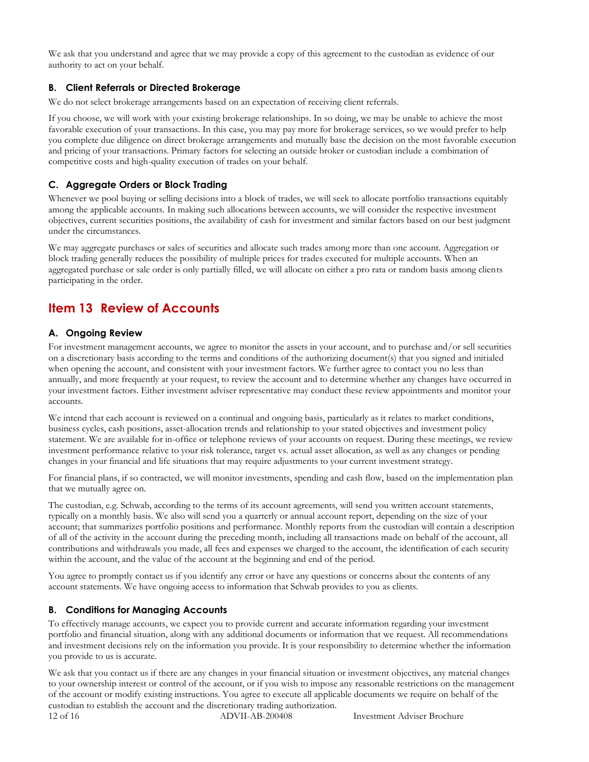We ask that you understand and agree that we may provide a copy of this agreement to the custodian as evidence of our authority to act on your behalf.

### B. Client Referrals or Directed Brokerage

We do not select brokerage arrangements based on an expectation of receiving client referrals.

If you choose, we will work with your existing brokerage relationships. In so doing, we may be unable to achieve the most favorable execution of your transactions. In this case, you may pay more for brokerage services, so we would prefer to help you complete due diligence on direct brokerage arrangements and mutually base the decision on the most favorable execution and pricing of your transactions. Primary factors for selecting an outside broker or custodian include a combination of competitive costs and high-quality execution of trades on your behalf.

### C. Aggregate Orders or Block Trading

Whenever we pool buying or selling decisions into a block of trades, we will seek to allocate portfolio transactions equitably among the applicable accounts. In making such allocations between accounts, we will consider the respective investment objectives, current securities positions, the availability of cash for investment and similar factors based on our best judgment under the circumstances.

We may aggregate purchases or sales of securities and allocate such trades among more than one account. Aggregation or block trading generally reduces the possibility of multiple prices for trades executed for multiple accounts. When an aggregated purchase or sale order is only partially filled, we will allocate on either a pro rata or random basis among clients participating in the order.

## Item 13 Review of Accounts

### A. Ongoing Review

For investment management accounts, we agree to monitor the assets in your account, and to purchase and/or sell securities on a discretionary basis according to the terms and conditions of the authorizing document(s) that you signed and initialed when opening the account, and consistent with your investment factors. We further agree to contact you no less than annually, and more frequently at your request, to review the account and to determine whether any changes have occurred in your investment factors. Either investment adviser representative may conduct these review appointments and monitor your accounts.

We intend that each account is reviewed on a continual and ongoing basis, particularly as it relates to market conditions, business cycles, cash positions, asset-allocation trends and relationship to your stated objectives and investment policy statement. We are available for in-office or telephone reviews of your accounts on request. During these meetings, we review investment performance relative to your risk tolerance, target vs. actual asset allocation, as well as any changes or pending changes in your financial and life situations that may require adjustments to your current investment strategy.

For financial plans, if so contracted, we will monitor investments, spending and cash flow, based on the implementation plan that we mutually agree on.

The custodian, e.g. Schwab, according to the terms of its account agreements, will send you written account statements, typically on a monthly basis. We also will send you a quarterly or annual account report, depending on the size of your account; that summarizes portfolio positions and performance. Monthly reports from the custodian will contain a description of all of the activity in the account during the preceding month, including all transactions made on behalf of the account, all contributions and withdrawals you made, all fees and expenses we charged to the account, the identification of each security within the account, and the value of the account at the beginning and end of the period.

You agree to promptly contact us if you identify any error or have any questions or concerns about the contents of any account statements. We have ongoing access to information that Schwab provides to you as clients.

### B. Conditions for Managing Accounts

To effectively manage accounts, we expect you to provide current and accurate information regarding your investment portfolio and financial situation, along with any additional documents or information that we request. All recommendations and investment decisions rely on the information you provide. It is your responsibility to determine whether the information you provide to us is accurate.

We ask that you contact us if there are any changes in your financial situation or investment objectives, any material changes to your ownership interest or control of the account, or if you wish to impose any reasonable restrictions on the management of the account or modify existing instructions. You agree to execute all applicable documents we require on behalf of the custodian to establish the account and the discretionary trading authorization.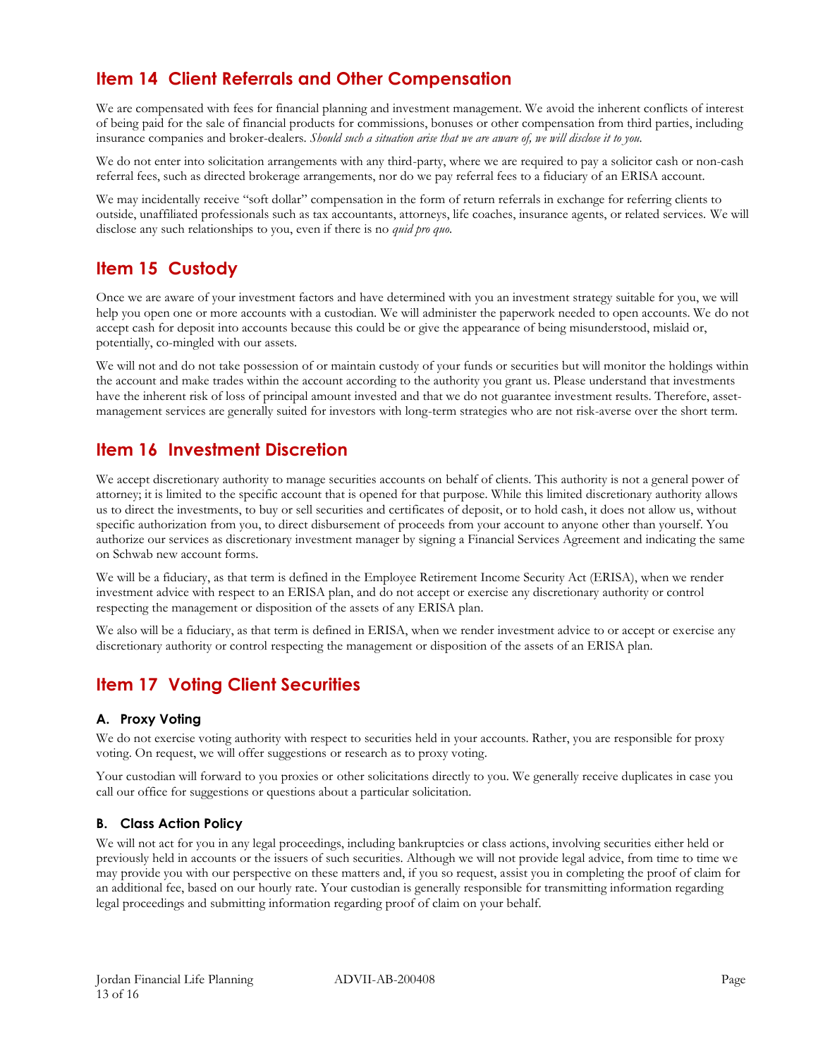## Item 14 Client Referrals and Other Compensation

We are compensated with fees for financial planning and investment management. We avoid the inherent conflicts of interest of being paid for the sale of financial products for commissions, bonuses or other compensation from third parties, including insurance companies and broker-dealers. *Should such a situation arise that we are aware of, we will disclose it to you.*

We do not enter into solicitation arrangements with any third-party, where we are required to pay a solicitor cash or non-cash referral fees, such as directed brokerage arrangements, nor do we pay referral fees to a fiduciary of an ERISA account.

We may incidentally receive "soft dollar" compensation in the form of return referrals in exchange for referring clients to outside, unaffiliated professionals such as tax accountants, attorneys, life coaches, insurance agents, or related services. We will disclose any such relationships to you, even if there is no *quid pro quo*.

## Item 15 Custody

Once we are aware of your investment factors and have determined with you an investment strategy suitable for you, we will help you open one or more accounts with a custodian. We will administer the paperwork needed to open accounts. We do not accept cash for deposit into accounts because this could be or give the appearance of being misunderstood, mislaid or, potentially, co-mingled with our assets.

We will not and do not take possession of or maintain custody of your funds or securities but will monitor the holdings within the account and make trades within the account according to the authority you grant us. Please understand that investments have the inherent risk of loss of principal amount invested and that we do not guarantee investment results. Therefore, asset-management services are generally suited for investors with long-term strategies who are not risk-averse over the short term.

## Item 16 Investment Discretion

We accept discretionary authority to manage securities accounts on behalf of clients. This authority is not a general power of attorney; it is limited to the specific account that is opened for that purpose. While this limited discretionary authority allows us to direct the investments, to buy or sell securities and certificates of deposit, or to hold cash, it does not allow us, without specific authorization from you, to direct disbursement of proceeds from your account to anyone other than yourself. You authorize our services as discretionary investment manager by signing a Financial Services Agreement and indicating the same on Schwab new account forms.

We will be a fiduciary, as that term is defined in the Employee Retirement Income Security Act (ERISA), when we render investment advice with respect to an ERISA plan, and do not accept or exercise any discretionary authority or control respecting the management or disposition of the assets of any ERISA plan.

We also will be a fiduciary, as that term is defined in ERISA, when we render investment advice to or accept or exercise any discretionary authority or control respecting the management or disposition of the assets of an ERISA plan.

## Item 17 Voting Client Securities

### A. Proxy Voting

We do not exercise voting authority with respect to securities held in your accounts. Rather, you are responsible for proxy voting. On request, we will offer suggestions or research as to proxy voting.

Your custodian will forward to you proxies or other solicitations directly to you. We generally receive duplicates in case you call our office for suggestions or questions about a particular solicitation.

### B. Class Action Policy

We will not act for you in any legal proceedings, including bankruptcies or class actions, involving securities either held or previously held in accounts or the issuers of such securities. Although we will not provide legal advice, from time to time we may provide you with our perspective on these matters and, if you so request, assist you in completing the proof of claim for an additional fee, based on our hourly rate. Your custodian is generally responsible for transmitting information regarding legal proceedings and submitting information regarding proof of claim on your behalf.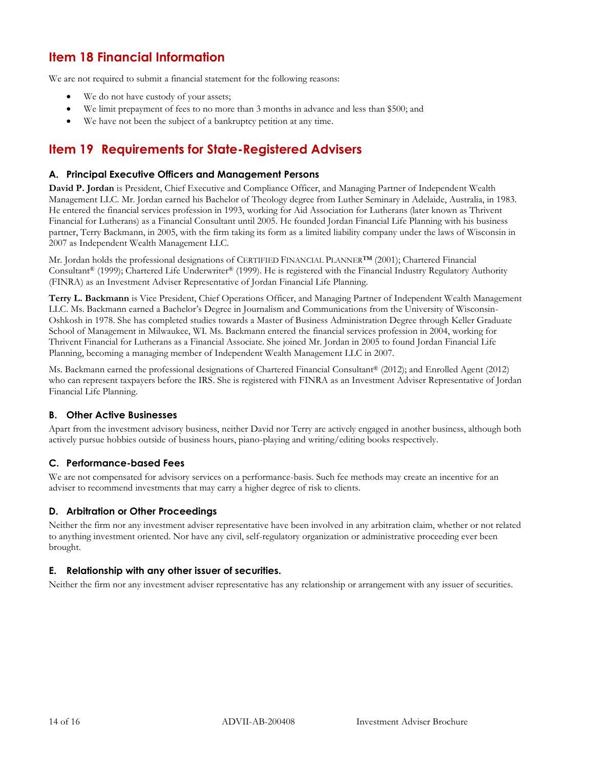## Item 18 Financial Information

We are not required to submit a financial statement for the following reasons:

- We do not have custody of your assets;
- We limit prepayment of fees to no more than 3 months in advance and less than $500; and
- We have not been the subject of a bankruptcy petition at any time.

## Item 19 Requirements for State-Registered Advisers

### A. Principal Executive Officers and Management Persons

**David P. Jordan** is President, Chief Executive and Compliance Officer, and Managing Partner of Independent Wealth Management LLC. Mr. Jordan earned his Bachelor of Theology degree from Luther Seminary in Adelaide, Australia, in 1983. He entered the financial services profession in 1993, working for Aid Association for Lutherans (later known as Thrivent Financial for Lutherans) as a Financial Consultant until 2005. He founded Jordan Financial Life Planning with his business partner, Terry Backmann, in 2005, with the firm taking its form as a limited liability company under the laws of Wisconsin in 2007 as Independent Wealth Management LLC.

Mr. Jordan holds the professional designations of CERTIFIED FINANCIAL PLANNER™ (2001); Chartered Financial Consultant® (1999); Chartered Life Underwriter® (1999). He is registered with the Financial Industry Regulatory Authority (FINRA) as an Investment Adviser Representative of Jordan Financial Life Planning.

**Terry L. Backmann** is Vice President, Chief Operations Officer, and Managing Partner of Independent Wealth Management LLC. Ms. Backmann earned a Bachelor's Degree in Journalism and Communications from the University of Wisconsin-Oshkosh in 1978. She has completed studies towards a Master of Business Administration Degree through Keller Graduate School of Management in Milwaukee, WI. Ms. Backmann entered the financial services profession in 2004, working for Thrivent Financial for Lutherans as a Financial Associate. She joined Mr. Jordan in 2005 to found Jordan Financial Life Planning, becoming a managing member of Independent Wealth Management LLC in 2007.

Ms. Backmann earned the professional designations of Chartered Financial Consultant® (2012); and Enrolled Agent (2012) who can represent taxpayers before the IRS. She is registered with FINRA as an Investment Adviser Representative of Jordan Financial Life Planning.

### B. Other Active Businesses

Apart from the investment advisory business, neither David nor Terry are actively engaged in another business, although both actively pursue hobbies outside of business hours, piano-playing and writing/editing books respectively.

### C. Performance-based Fees

We are not compensated for advisory services on a performance-basis. Such fee methods may create an incentive for an adviser to recommend investments that may carry a higher degree of risk to clients.

### D. Arbitration or Other Proceedings

Neither the firm nor any investment adviser representative have been involved in any arbitration claim, whether or not related to anything investment oriented. Nor have any civil, self-regulatory organization or administrative proceeding ever been brought.

### E. Relationship with any other issuer of securities.

Neither the firm nor any investment adviser representative has any relationship or arrangement with any issuer of securities.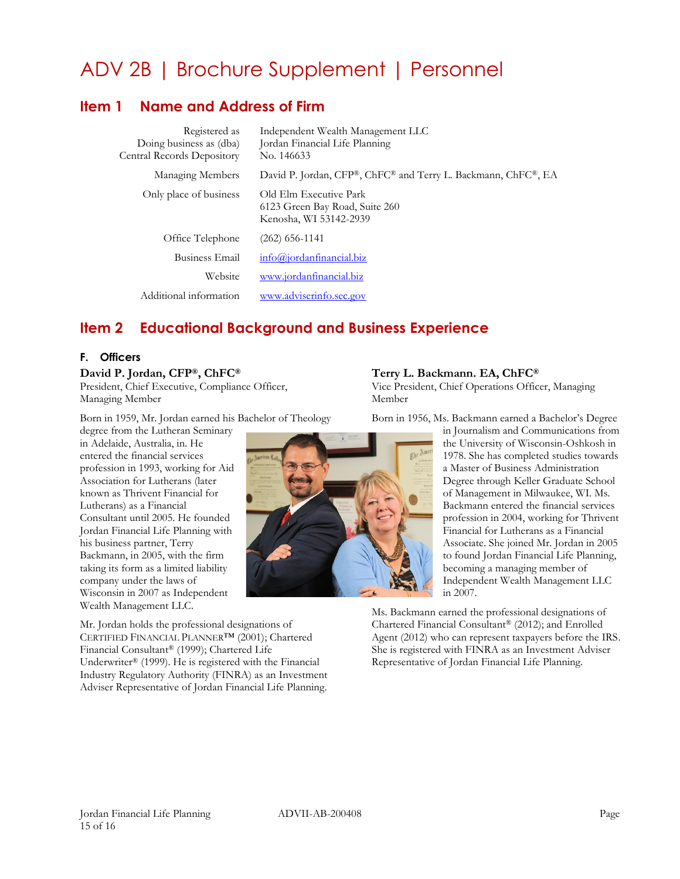# ADV 2B | Brochure Supplement | Personnel

## Item 1 Name and Address of Firm

| | |
|---|---|
| Registered as | Independent Wealth Management LLC |
| Doing business as (dba) | Jordan Financial Life Planning |
| Central Records Depository | No. 146633 |
| Managing Members | David P. Jordan, CFP®, ChFC® and Terry L. Backmann, ChFC®, EA |
| Only place of business | Old Elm Executive Park<br>6123 Green Bay Road, Suite 260<br>Kenosha, WI 53142-2939 |
| Office Telephone | (262) 656-1141 |
| Business Email | info@jordanfinancial.biz |
| Website | www.jordanfinancial.biz |
| Additional information | www.adviserinfo.sec.gov |

## Item 2 Educational Background and Business Experience

### F. Officers

**David P. Jordan, CFP®, ChFC®**
President, Chief Executive, Compliance Officer, Managing Member

Born in 1959, Mr. Jordan earned his Bachelor of Theology degree from the Lutheran Seminary in Adelaide, Australia, in. He entered the financial services profession in 1993, working for Aid Association for Lutherans (later known as Thrivent Financial for Lutherans) as a Financial Consultant until 2005. He founded Jordan Financial Life Planning with his business partner, Terry Backmann, in 2005, with the firm taking its form as a limited liability company under the laws of Wisconsin in 2007 as Independent Wealth Management LLC.

Mr. Jordan holds the professional designations of CERTIFIED FINANCIAL PLANNER™ (2001); Chartered Financial Consultant® (1999); Chartered Life Underwriter® (1999). He is registered with the Financial Industry Regulatory Authority (FINRA) as an Investment Adviser Representative of Jordan Financial Life Planning.

**Terry L. Backmann. EA, ChFC®**
Vice President, Chief Operations Officer, Managing Member

Born in 1956, Ms. Backmann earned a Bachelor's Degree in Journalism and Communications from the University of Wisconsin-Oshkosh in 1978. She has completed studies towards a Master of Business Administration Degree through Keller Graduate School of Management in Milwaukee, WI. Ms. Backmann entered the financial services profession in 2004, working for Thrivent Financial for Lutherans as a Financial Associate. She joined Mr. Jordan in 2005 to found Jordan Financial Life Planning, becoming a managing member of Independent Wealth Management LLC in 2007.

Ms. Backmann earned the professional designations of Chartered Financial Consultant® (2012); and Enrolled Agent (2012) who can represent taxpayers before the IRS. She is registered with FINRA as an Investment Adviser Representative of Jordan Financial Life Planning.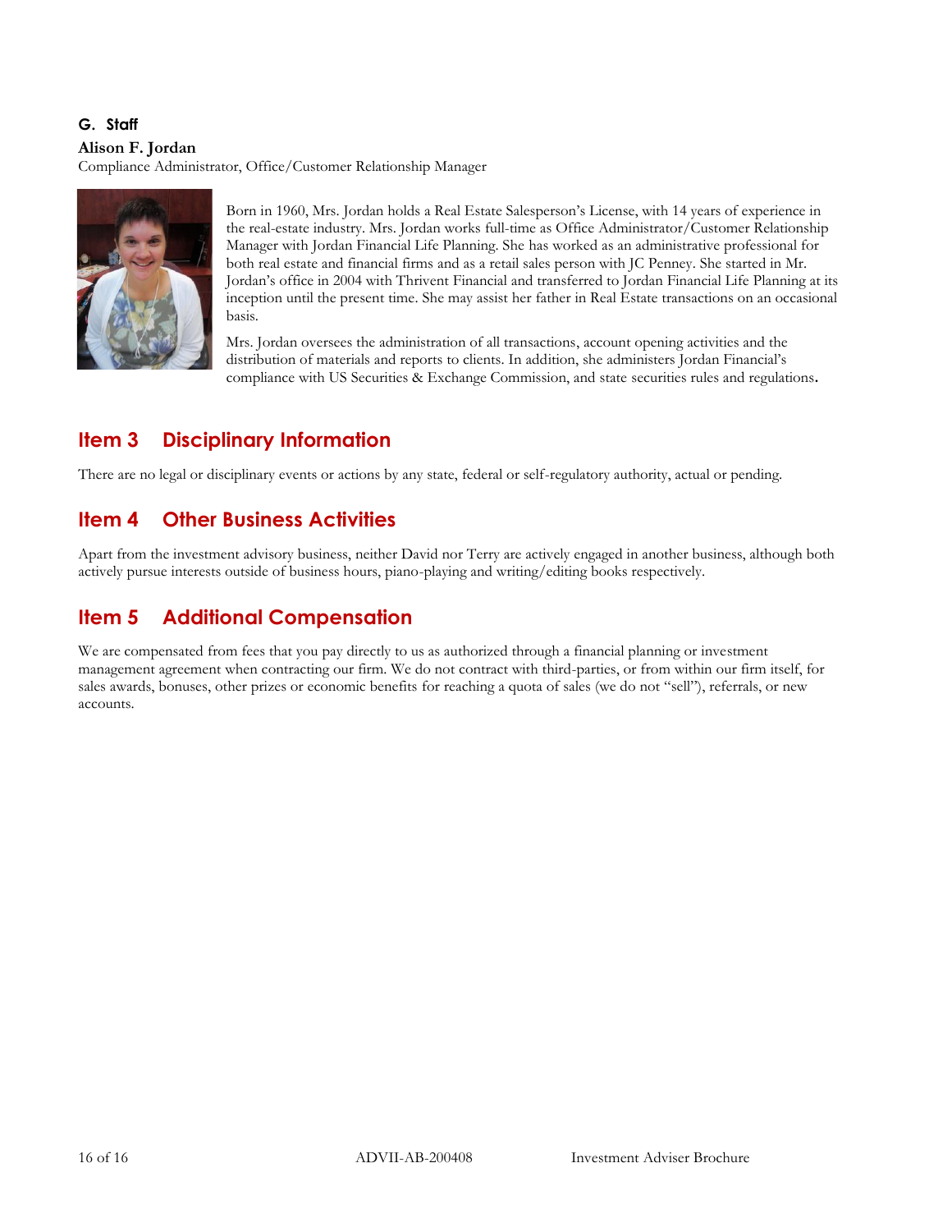### G. Staff

**Alison F. Jordan**
Compliance Administrator, Office/Customer Relationship Manager

Born in 1960, Mrs. Jordan holds a Real Estate Salesperson's License, with 14 years of experience in the real-estate industry. Mrs. Jordan works full-time as Office Administrator/Customer Relationship Manager with Jordan Financial Life Planning. She has worked as an administrative professional for both real estate and financial firms and as a retail sales person with JC Penney. She started in Mr. Jordan's office in 2004 with Thrivent Financial and transferred to Jordan Financial Life Planning at its inception until the present time. She may assist her father in Real Estate transactions on an occasional basis.

Mrs. Jordan oversees the administration of all transactions, account opening activities and the distribution of materials and reports to clients. In addition, she administers Jordan Financial's compliance with US Securities & Exchange Commission, and state securities rules and regulations.

## Item 3 Disciplinary Information

There are no legal or disciplinary events or actions by any state, federal or self-regulatory authority, actual or pending.

## Item 4 Other Business Activities

Apart from the investment advisory business, neither David nor Terry are actively engaged in another business, although both actively pursue interests outside of business hours, piano-playing and writing/editing books respectively.

## Item 5 Additional Compensation

We are compensated from fees that you pay directly to us as authorized through a financial planning or investment management agreement when contracting our firm. We do not contract with third-parties, or from within our firm itself, for sales awards, bonuses, other prizes or economic benefits for reaching a quota of sales (we do not "sell"), referrals, or new accounts.